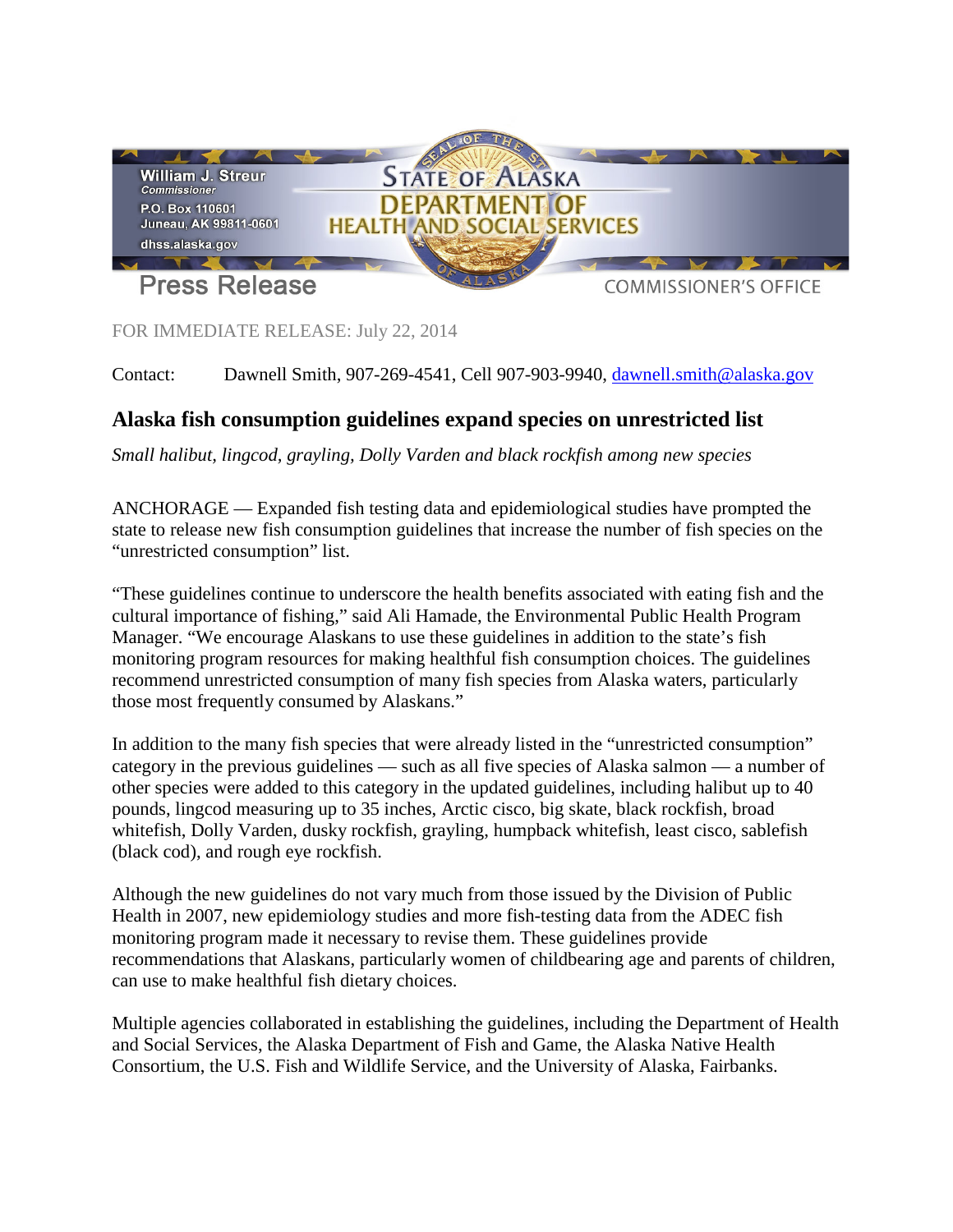William J. Streur
*Commissioner*
P.O. Box 110601
Juneau, AK 99811-0601
dhss.alaska.gov

STATE OF ALASKA
DEPARTMENT OF
HEALTH AND SOCIAL SERVICES

Press Release

COMMISSIONER'S OFFICE

FOR IMMEDIATE RELEASE: July 22, 2014

Contact: Dawnell Smith, 907-269-4541, Cell 907-903-9940, dawnell.smith@alaska.gov

## Alaska fish consumption guidelines expand species on unrestricted list

*Small halibut, lingcod, grayling, Dolly Varden and black rockfish among new species*

ANCHORAGE — Expanded fish testing data and epidemiological studies have prompted the state to release new fish consumption guidelines that increase the number of fish species on the "unrestricted consumption" list.

"These guidelines continue to underscore the health benefits associated with eating fish and the cultural importance of fishing," said Ali Hamade, the Environmental Public Health Program Manager. "We encourage Alaskans to use these guidelines in addition to the state's fish monitoring program resources for making healthful fish consumption choices. The guidelines recommend unrestricted consumption of many fish species from Alaska waters, particularly those most frequently consumed by Alaskans."

In addition to the many fish species that were already listed in the "unrestricted consumption" category in the previous guidelines — such as all five species of Alaska salmon — a number of other species were added to this category in the updated guidelines, including halibut up to 40 pounds, lingcod measuring up to 35 inches, Arctic cisco, big skate, black rockfish, broad whitefish, Dolly Varden, dusky rockfish, grayling, humpback whitefish, least cisco, sablefish (black cod), and rough eye rockfish.

Although the new guidelines do not vary much from those issued by the Division of Public Health in 2007, new epidemiology studies and more fish-testing data from the ADEC fish monitoring program made it necessary to revise them. These guidelines provide recommendations that Alaskans, particularly women of childbearing age and parents of children, can use to make healthful fish dietary choices.

Multiple agencies collaborated in establishing the guidelines, including the Department of Health and Social Services, the Alaska Department of Fish and Game, the Alaska Native Health Consortium, the U.S. Fish and Wildlife Service, and the University of Alaska, Fairbanks.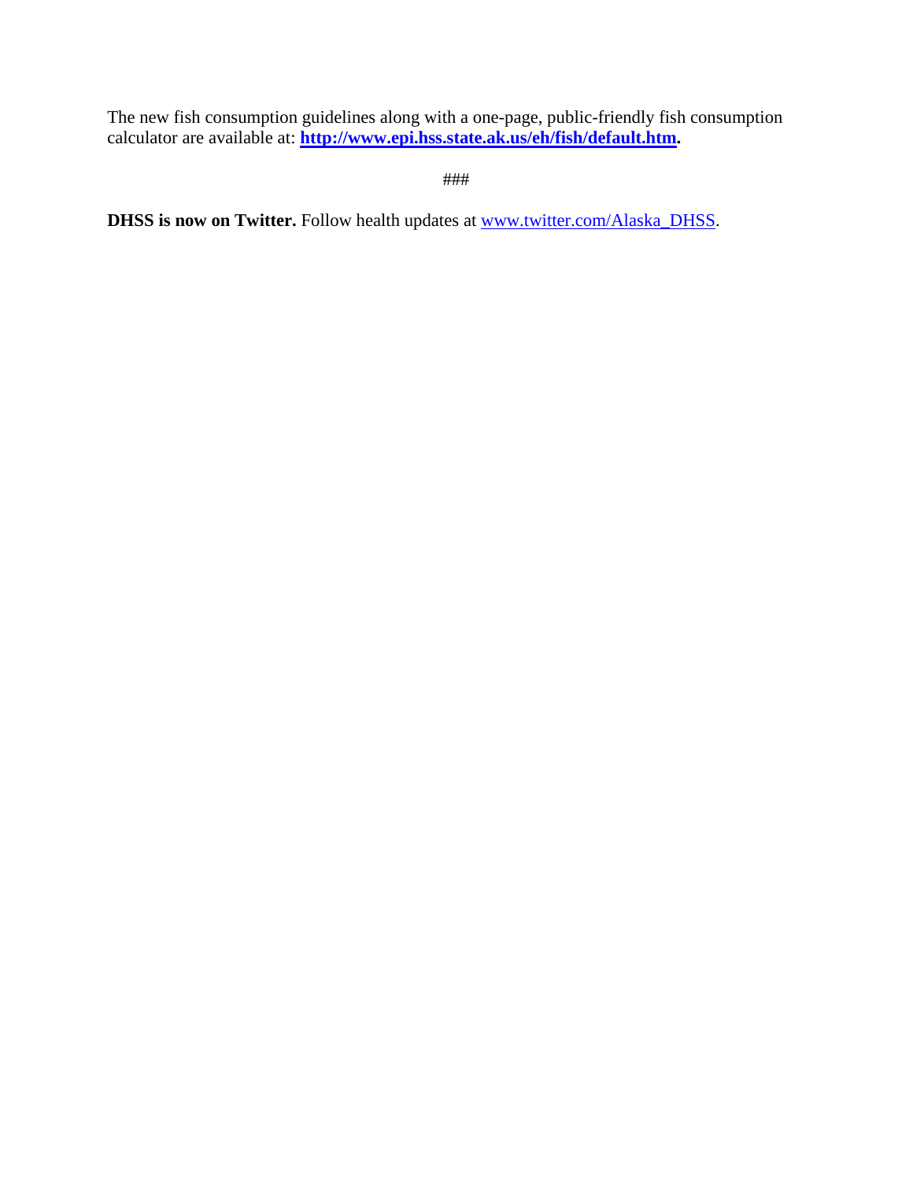The new fish consumption guidelines along with a one-page, public-friendly fish consumption calculator are available at: **http://www.epi.hss.state.ak.us/eh/fish/default.htm.**

###

**DHSS is now on Twitter.** Follow health updates at www.twitter.com/Alaska_DHSS.